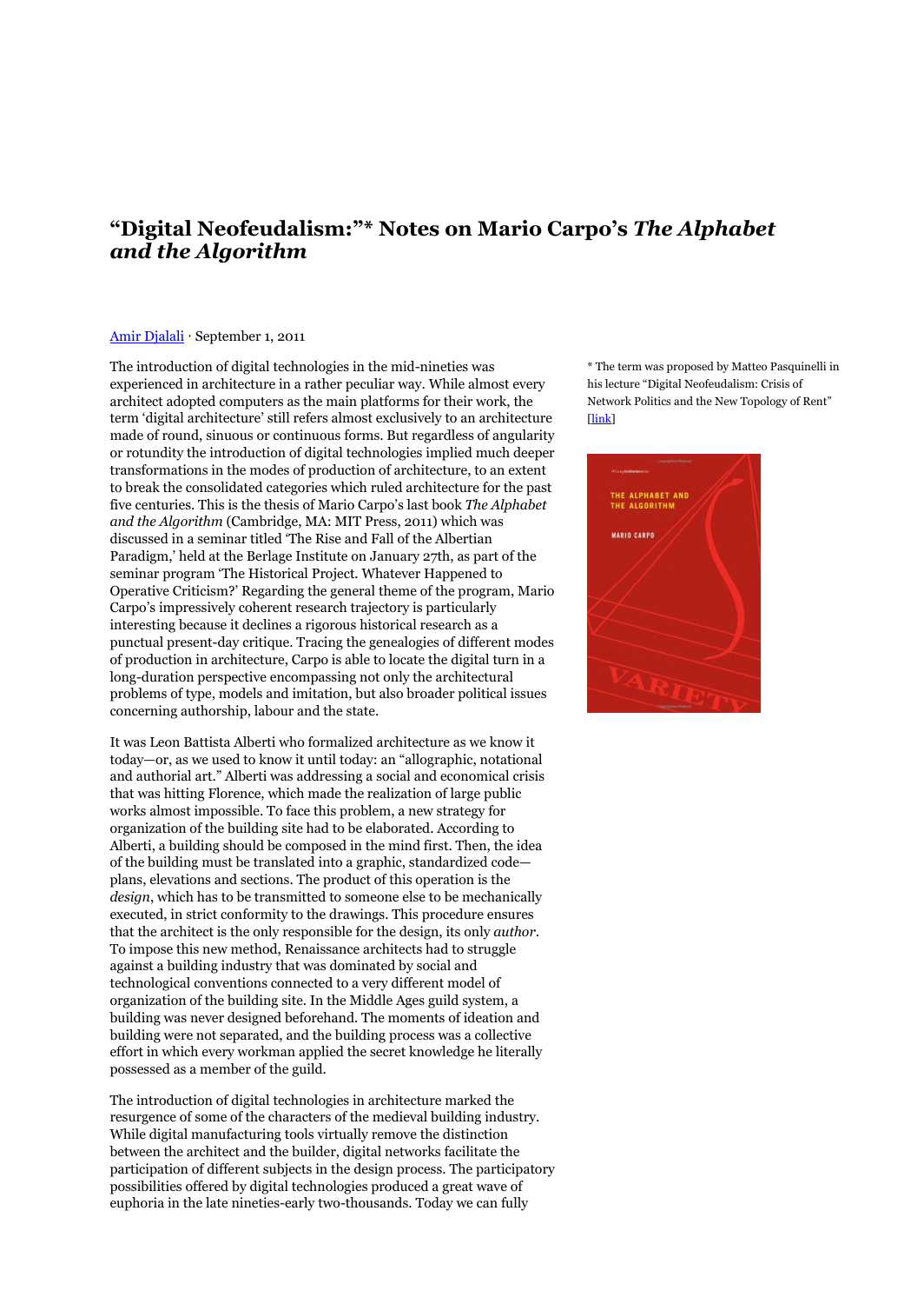# "Digital Neofeudalism:"* Notes on Mario Carpo's *The Alphabet and the Algorithm*

[Amir Djalali](#) · September 1, 2011

\* The term was proposed by Matteo Pasquinelli in his lecture "Digital Neofeudalism: Crisis of Network Politics and the New Topology of Rent" [[link](#)]

The introduction of digital technologies in the mid-nineties was experienced in architecture in a rather peculiar way. While almost every architect adopted computers as the main platforms for their work, the term 'digital architecture' still refers almost exclusively to an architecture made of round, sinuous or continuous forms. But regardless of angularity or rotundity the introduction of digital technologies implied much deeper transformations in the modes of production of architecture, to an extent to break the consolidated categories which ruled architecture for the past five centuries. This is the thesis of Mario Carpo's last book *The Alphabet and the Algorithm* (Cambridge, MA: MIT Press, 2011) which was discussed in a seminar titled 'The Rise and Fall of the Albertian Paradigm,' held at the Berlage Institute on January 27th, as part of the seminar program 'The Historical Project. Whatever Happened to Operative Criticism?' Regarding the general theme of the program, Mario Carpo's impressively coherent research trajectory is particularly interesting because it declines a rigorous historical research as a punctual present-day critique. Tracing the genealogies of different modes of production in architecture, Carpo is able to locate the digital turn in a long-duration perspective encompassing not only the architectural problems of type, models and imitation, but also broader political issues concerning authorship, labour and the state.

It was Leon Battista Alberti who formalized architecture as we know it today—or, as we used to know it until today: an "allographic, notational and authorial art." Alberti was addressing a social and economical crisis that was hitting Florence, which made the realization of large public works almost impossible. To face this problem, a new strategy for organization of the building site had to be elaborated. According to Alberti, a building should be composed in the mind first. Then, the idea of the building must be translated into a graphic, standardized code—plans, elevations and sections. The product of this operation is the *design*, which has to be transmitted to someone else to be mechanically executed, in strict conformity to the drawings. This procedure ensures that the architect is the only responsible for the design, its only *author*. To impose this new method, Renaissance architects had to struggle against a building industry that was dominated by social and technological conventions connected to a very different model of organization of the building site. In the Middle Ages guild system, a building was never designed beforehand. The moments of ideation and building were not separated, and the building process was a collective effort in which every workman applied the secret knowledge he literally possessed as a member of the guild.

The introduction of digital technologies in architecture marked the resurgence of some of the characters of the medieval building industry. While digital manufacturing tools virtually remove the distinction between the architect and the builder, digital networks facilitate the participation of different subjects in the design process. The participatory possibilities offered by digital technologies produced a great wave of euphoria in the late nineties-early two-thousands. Today we can fully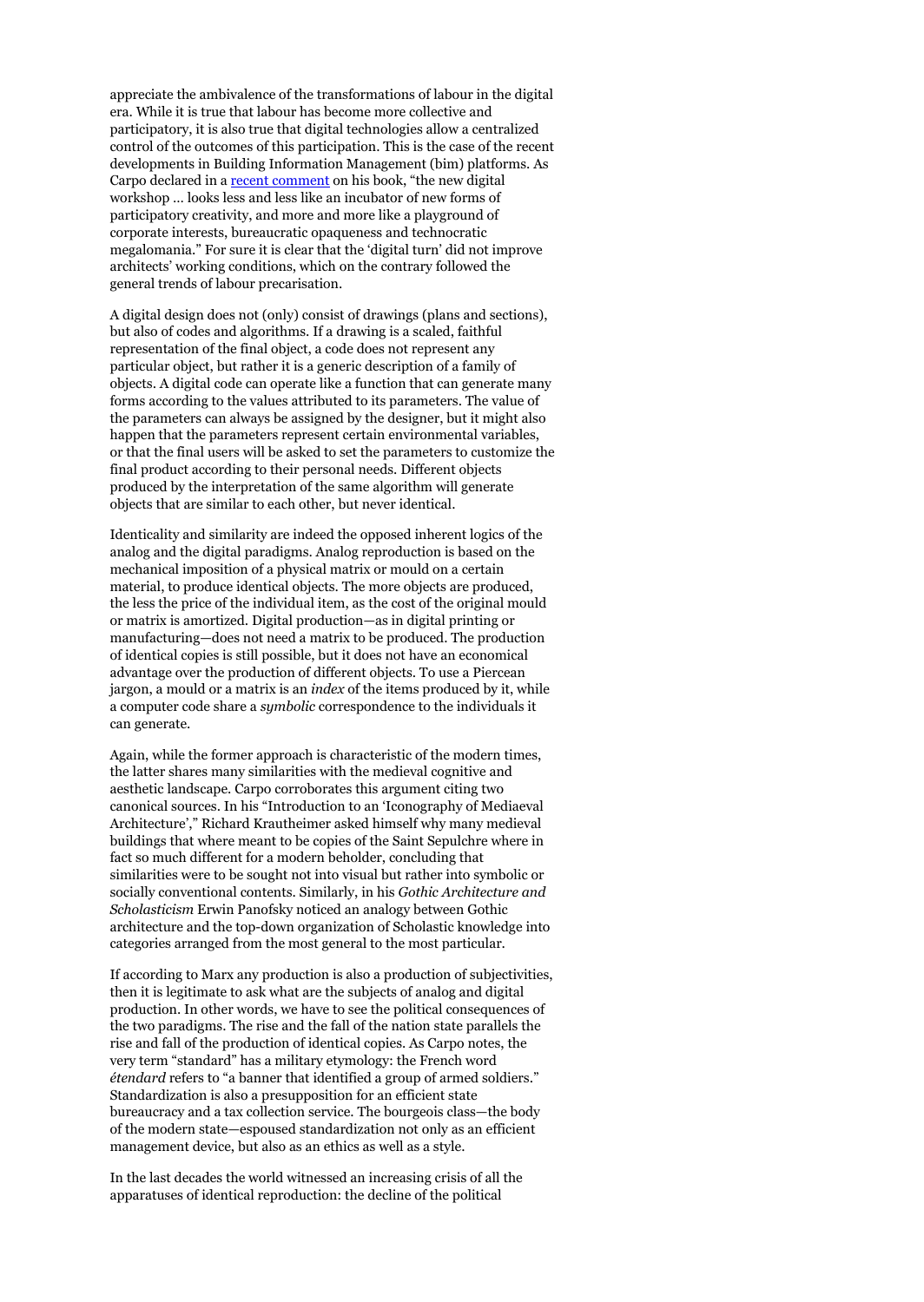appreciate the ambivalence of the transformations of labour in the digital era. While it is true that labour has become more collective and participatory, it is also true that digital technologies allow a centralized control of the outcomes of this participation. This is the case of the recent developments in Building Information Management (bim) platforms. As Carpo declared in a recent comment on his book, "the new digital workshop … looks less and less like an incubator of new forms of participatory creativity, and more and more like a playground of corporate interests, bureaucratic opaqueness and technocratic megalomania." For sure it is clear that the 'digital turn' did not improve architects' working conditions, which on the contrary followed the general trends of labour precarisation.

A digital design does not (only) consist of drawings (plans and sections), but also of codes and algorithms. If a drawing is a scaled, faithful representation of the final object, a code does not represent any particular object, but rather it is a generic description of a family of objects. A digital code can operate like a function that can generate many forms according to the values attributed to its parameters. The value of the parameters can always be assigned by the designer, but it might also happen that the parameters represent certain environmental variables, or that the final users will be asked to set the parameters to customize the final product according to their personal needs. Different objects produced by the interpretation of the same algorithm will generate objects that are similar to each other, but never identical.

Identicality and similarity are indeed the opposed inherent logics of the analog and the digital paradigms. Analog reproduction is based on the mechanical imposition of a physical matrix or mould on a certain material, to produce identical objects. The more objects are produced, the less the price of the individual item, as the cost of the original mould or matrix is amortized. Digital production—as in digital printing or manufacturing—does not need a matrix to be produced. The production of identical copies is still possible, but it does not have an economical advantage over the production of different objects. To use a Piercean jargon, a mould or a matrix is an *index* of the items produced by it, while a computer code share a *symbolic* correspondence to the individuals it can generate.

Again, while the former approach is characteristic of the modern times, the latter shares many similarities with the medieval cognitive and aesthetic landscape. Carpo corroborates this argument citing two canonical sources. In his "Introduction to an 'Iconography of Mediaeval Architecture'," Richard Krautheimer asked himself why many medieval buildings that where meant to be copies of the Saint Sepulchre where in fact so much different for a modern beholder, concluding that similarities were to be sought not into visual but rather into symbolic or socially conventional contents. Similarly, in his *Gothic Architecture and Scholasticism* Erwin Panofsky noticed an analogy between Gothic architecture and the top-down organization of Scholastic knowledge into categories arranged from the most general to the most particular.

If according to Marx any production is also a production of subjectivities, then it is legitimate to ask what are the subjects of analog and digital production. In other words, we have to see the political consequences of the two paradigms. The rise and the fall of the nation state parallels the rise and fall of the production of identical copies. As Carpo notes, the very term "standard" has a military etymology: the French word *étendard* refers to "a banner that identified a group of armed soldiers." Standardization is also a presupposition for an efficient state bureaucracy and a tax collection service. The bourgeois class—the body of the modern state—espoused standardization not only as an efficient management device, but also as an ethics as well as a style.

In the last decades the world witnessed an increasing crisis of all the apparatuses of identical reproduction: the decline of the political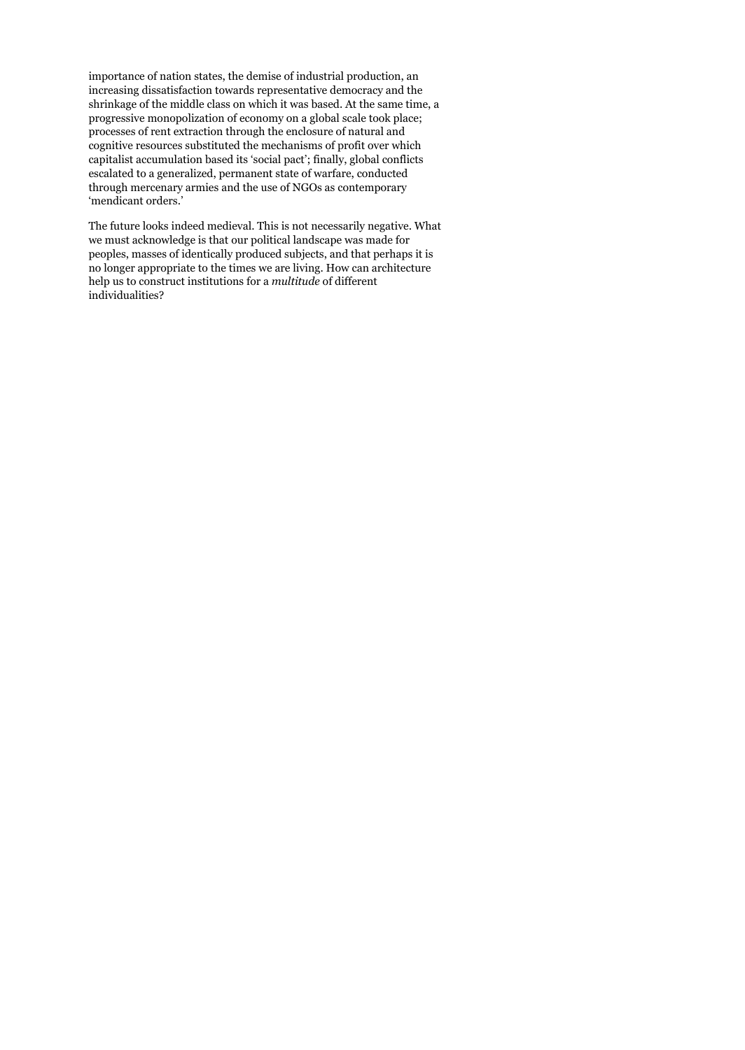importance of nation states, the demise of industrial production, an increasing dissatisfaction towards representative democracy and the shrinkage of the middle class on which it was based. At the same time, a progressive monopolization of economy on a global scale took place; processes of rent extraction through the enclosure of natural and cognitive resources substituted the mechanisms of profit over which capitalist accumulation based its 'social pact'; finally, global conflicts escalated to a generalized, permanent state of warfare, conducted through mercenary armies and the use of NGOs as contemporary 'mendicant orders.'

The future looks indeed medieval. This is not necessarily negative. What we must acknowledge is that our political landscape was made for peoples, masses of identically produced subjects, and that perhaps it is no longer appropriate to the times we are living. How can architecture help us to construct institutions for a *multitude* of different individualities?